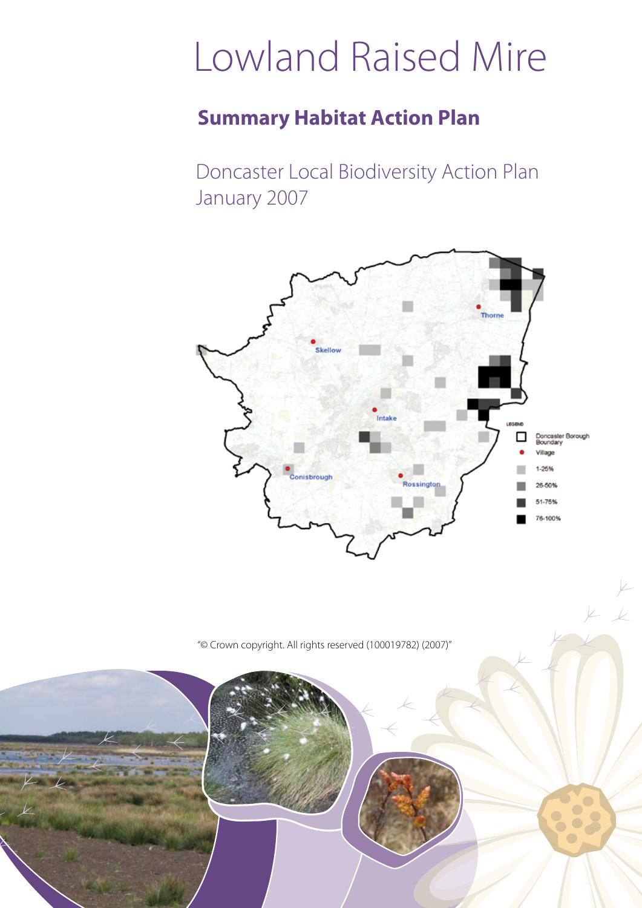# Lowland Raised Mire

## Summary Habitat Action Plan

Doncaster Local Biodiversity Action Plan
January 2007

"© Crown copyright. All rights reserved (100019782) (2007)"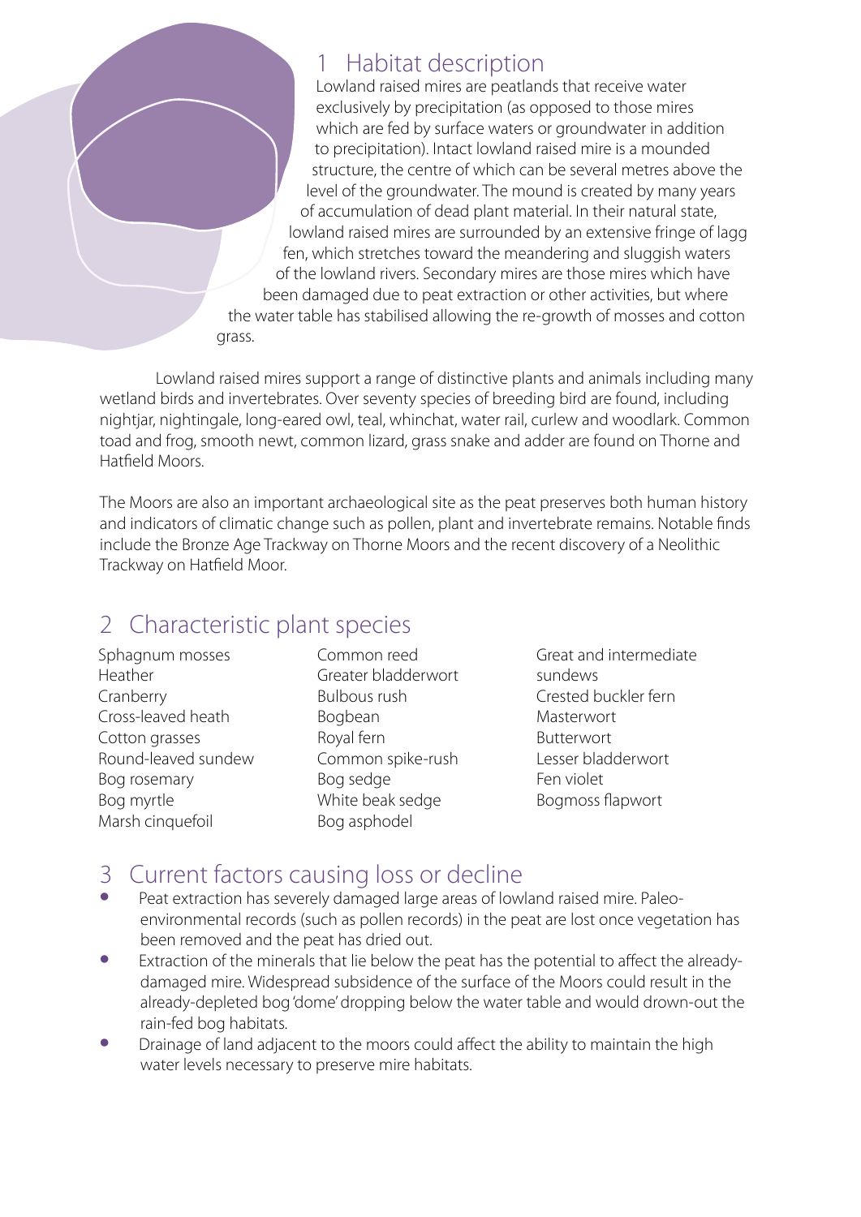## 1 Habitat description

Lowland raised mires are peatlands that receive water exclusively by precipitation (as opposed to those mires which are fed by surface waters or groundwater in addition to precipitation). Intact lowland raised mire is a mounded structure, the centre of which can be several metres above the level of the groundwater. The mound is created by many years of accumulation of dead plant material. In their natural state, lowland raised mires are surrounded by an extensive fringe of lagg fen, which stretches toward the meandering and sluggish waters of the lowland rivers. Secondary mires are those mires which have been damaged due to peat extraction or other activities, but where the water table has stabilised allowing the re-growth of mosses and cotton grass.

Lowland raised mires support a range of distinctive plants and animals including many wetland birds and invertebrates. Over seventy species of breeding bird are found, including nightjar, nightingale, long-eared owl, teal, whinchat, water rail, curlew and woodlark. Common toad and frog, smooth newt, common lizard, grass snake and adder are found on Thorne and Hatfield Moors.

The Moors are also an important archaeological site as the peat preserves both human history and indicators of climatic change such as pollen, plant and invertebrate remains. Notable finds include the Bronze Age Trackway on Thorne Moors and the recent discovery of a Neolithic Trackway on Hatfield Moor.

## 2 Characteristic plant species

Sphagnum mosses
Heather
Cranberry
Cross-leaved heath
Cotton grasses
Round-leaved sundew
Bog rosemary
Bog myrtle
Marsh cinquefoil
Common reed
Greater bladderwort
Bulbous rush
Bogbean
Royal fern
Common spike-rush
Bog sedge
White beak sedge
Bog asphodel
Great and intermediate sundews
Crested buckler fern
Masterwort
Butterwort
Lesser bladderwort
Fen violet
Bogmoss flapwort

## 3 Current factors causing loss or decline

- Peat extraction has severely damaged large areas of lowland raised mire. Paleo-environmental records (such as pollen records) in the peat are lost once vegetation has been removed and the peat has dried out.
- Extraction of the minerals that lie below the peat has the potential to affect the already-damaged mire. Widespread subsidence of the surface of the Moors could result in the already-depleted bog 'dome' dropping below the water table and would drown-out the rain-fed bog habitats.
- Drainage of land adjacent to the moors could affect the ability to maintain the high water levels necessary to preserve mire habitats.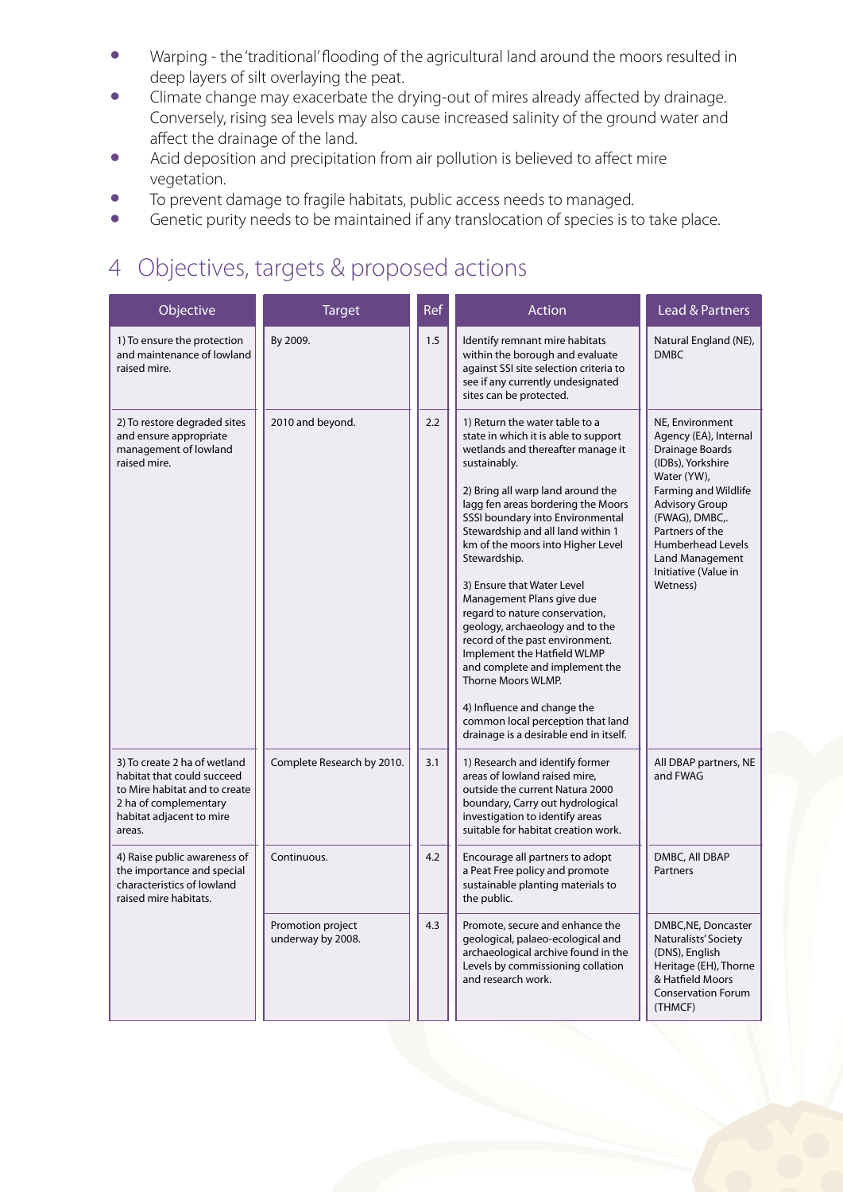- Warping - the 'traditional' flooding of the agricultural land around the moors resulted in deep layers of silt overlaying the peat.
- Climate change may exacerbate the drying-out of mires already affected by drainage. Conversely, rising sea levels may also cause increased salinity of the ground water and affect the drainage of the land.
- Acid deposition and precipitation from air pollution is believed to affect mire vegetation.
- To prevent damage to fragile habitats, public access needs to managed.
- Genetic purity needs to be maintained if any translocation of species is to take place.

## 4 Objectives, targets & proposed actions

| Objective | Target | Ref | Action | Lead & Partners |
|---|---|---|---|---|
| 1) To ensure the protection and maintenance of lowland raised mire. | By 2009. | 1.5 | Identify remnant mire habitats within the borough and evaluate against SSI site selection criteria to see if any currently undesignated sites can be protected. | Natural England (NE), DMBC |
| 2) To restore degraded sites and ensure appropriate management of lowland raised mire. | 2010 and beyond. | 2.2 | 1) Return the water table to a state in which it is able to support wetlands and thereafter manage it sustainably.<br><br>2) Bring all warp land around the lagg fen areas bordering the Moors SSSI boundary into Environmental Stewardship and all land within 1 km of the moors into Higher Level Stewardship.<br><br>3) Ensure that Water Level Management Plans give due regard to nature conservation, geology, archaeology and to the record of the past environment. Implement the Hatfield WLMP and complete and implement the Thorne Moors WLMP.<br><br>4) Influence and change the common local perception that land drainage is a desirable end in itself. | NE, Environment Agency (EA), Internal Drainage Boards (IDBs), Yorkshire Water (YW), Farming and Wildlife Advisory Group (FWAG), DMBC,. Partners of the Humberhead Levels Land Management Initiative (Value in Wetness) |
| 3) To create 2 ha of wetland habitat that could succeed to Mire habitat and to create 2 ha of complementary habitat adjacent to mire areas. | Complete Research by 2010. | 3.1 | 1) Research and identify former areas of lowland raised mire, outside the current Natura 2000 boundary, Carry out hydrological investigation to identify areas suitable for habitat creation work. | All DBAP partners, NE and FWAG |
| 4) Raise public awareness of the importance and special characteristics of lowland raised mire habitats. | Continuous. | 4.2 | Encourage all partners to adopt a Peat Free policy and promote sustainable planting materials to the public. | DMBC, All DBAP Partners |
| | Promotion project underway by 2008. | 4.3 | Promote, secure and enhance the geological, palaeo-ecological and archaeological archive found in the Levels by commissioning collation and research work. | DMBC,NE, Doncaster Naturalists' Society (DNS), English Heritage (EH), Thorne & Hatfield Moors Conservation Forum (THMCF) |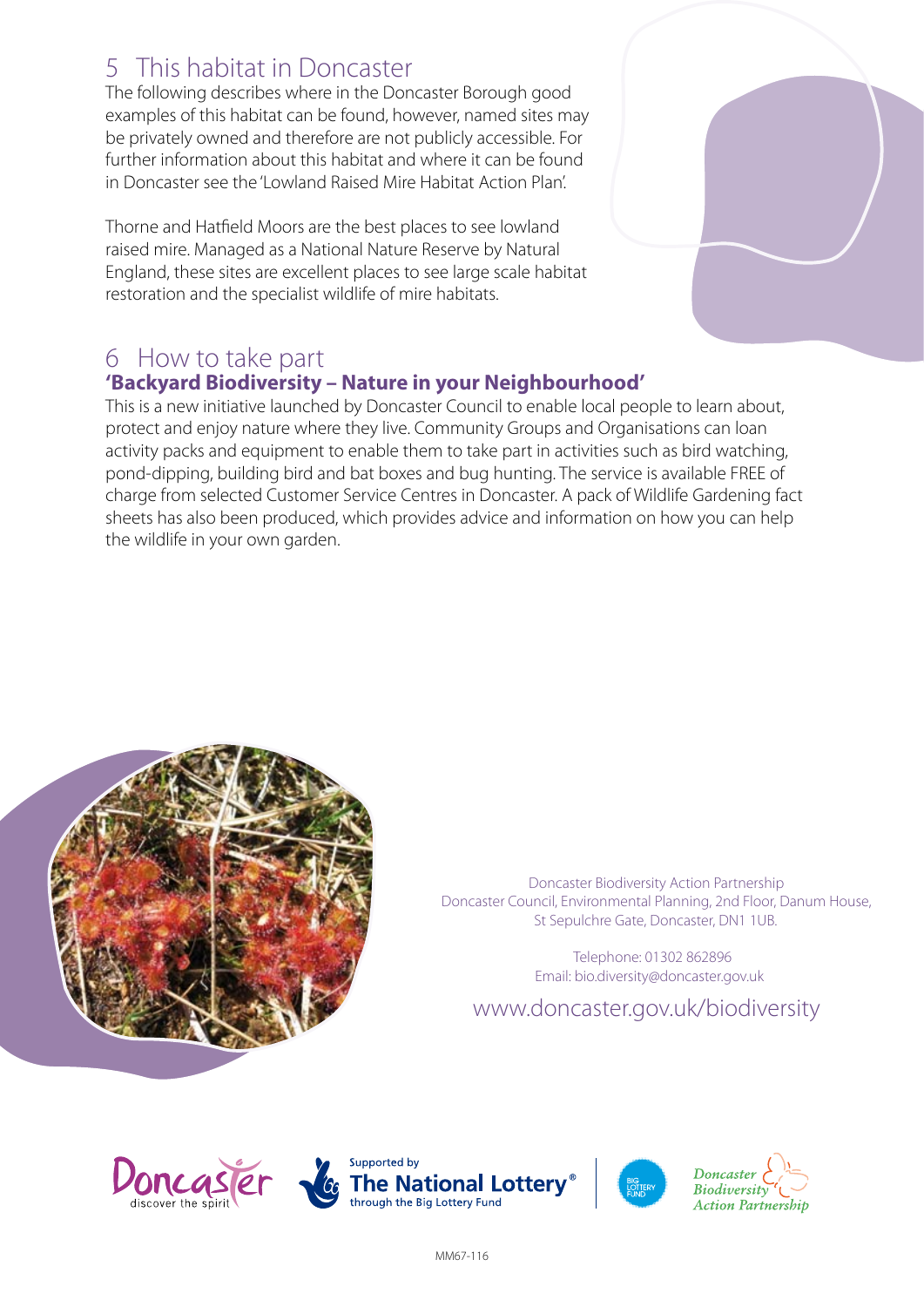## 5 This habitat in Doncaster

The following describes where in the Doncaster Borough good examples of this habitat can be found, however, named sites may be privately owned and therefore are not publicly accessible. For further information about this habitat and where it can be found in Doncaster see the 'Lowland Raised Mire Habitat Action Plan'.

Thorne and Hatfield Moors are the best places to see lowland raised mire. Managed as a National Nature Reserve by Natural England, these sites are excellent places to see large scale habitat restoration and the specialist wildlife of mire habitats.

## 6 How to take part

**'Backyard Biodiversity – Nature in your Neighbourhood'**

This is a new initiative launched by Doncaster Council to enable local people to learn about, protect and enjoy nature where they live. Community Groups and Organisations can loan activity packs and equipment to enable them to take part in activities such as bird watching, pond-dipping, building bird and bat boxes and bug hunting. The service is available FREE of charge from selected Customer Service Centres in Doncaster. A pack of Wildlife Gardening fact sheets has also been produced, which provides advice and information on how you can help the wildlife in your own garden.

Doncaster Biodiversity Action Partnership
Doncaster Council, Environmental Planning, 2nd Floor, Danum House, St Sepulchre Gate, Doncaster, DN1 1UB.

Telephone: 01302 862896
Email: bio.diversity@doncaster.gov.uk

www.doncaster.gov.uk/biodiversity

Doncaster discover the spirit — Supported by The National Lottery® through the Big Lottery Fund — Big Lottery Fund — Doncaster Biodiversity Action Partnership

MM67-116